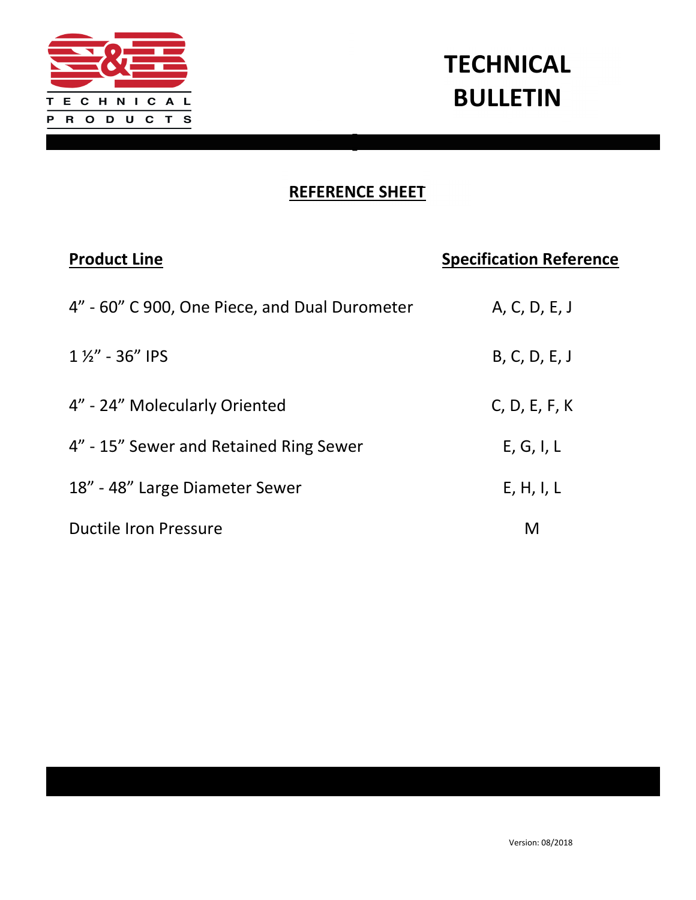S&B TECHNICAL PRODUCTS

# TECHNICAL BULLETIN

## REFERENCE SHEET

| Product Line | Specification Reference |
| --- | --- |
| 4” - 60” C 900, One Piece, and Dual Durometer | A, C, D, E, J |
| 1 ½” - 36” IPS | B, C, D, E, J |
| 4” - 24” Molecularly Oriented | C, D, E, F, K |
| 4” - 15” Sewer and Retained Ring Sewer | E, G, I, L |
| 18” - 48” Large Diameter Sewer | E, H, I, L |
| Ductile Iron Pressure | M |

Version: 08/2018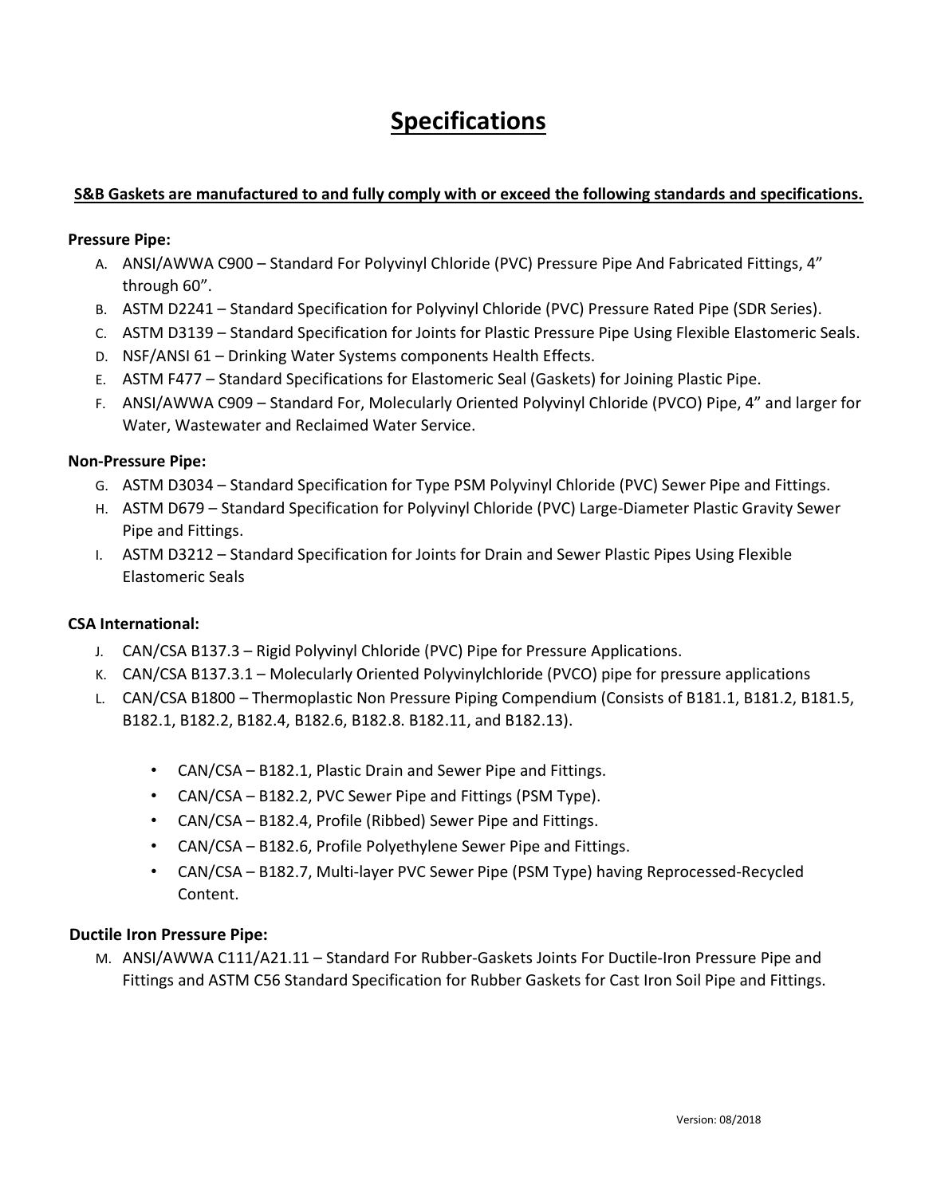# Specifications

**S&B Gaskets are manufactured to and fully comply with or exceed the following standards and specifications.**

**Pressure Pipe:**

A. ANSI/AWWA C900 – Standard For Polyvinyl Chloride (PVC) Pressure Pipe And Fabricated Fittings, 4” through 60”.

B. ASTM D2241 – Standard Specification for Polyvinyl Chloride (PVC) Pressure Rated Pipe (SDR Series).

C. ASTM D3139 – Standard Specification for Joints for Plastic Pressure Pipe Using Flexible Elastomeric Seals.

D. NSF/ANSI 61 – Drinking Water Systems components Health Effects.

E. ASTM F477 – Standard Specifications for Elastomeric Seal (Gaskets) for Joining Plastic Pipe.

F. ANSI/AWWA C909 – Standard For, Molecularly Oriented Polyvinyl Chloride (PVCO) Pipe, 4” and larger for Water, Wastewater and Reclaimed Water Service.

**Non-Pressure Pipe:**

G. ASTM D3034 – Standard Specification for Type PSM Polyvinyl Chloride (PVC) Sewer Pipe and Fittings.

H. ASTM D679 – Standard Specification for Polyvinyl Chloride (PVC) Large-Diameter Plastic Gravity Sewer Pipe and Fittings.

I. ASTM D3212 – Standard Specification for Joints for Drain and Sewer Plastic Pipes Using Flexible Elastomeric Seals

**CSA International:**

J. CAN/CSA B137.3 – Rigid Polyvinyl Chloride (PVC) Pipe for Pressure Applications.

K. CAN/CSA B137.3.1 – Molecularly Oriented Polyvinylchloride (PVCO) pipe for pressure applications

L. CAN/CSA B1800 – Thermoplastic Non Pressure Piping Compendium (Consists of B181.1, B181.2, B181.5, B182.1, B182.2, B182.4, B182.6, B182.8. B182.11, and B182.13).

- CAN/CSA – B182.1, Plastic Drain and Sewer Pipe and Fittings.
- CAN/CSA – B182.2, PVC Sewer Pipe and Fittings (PSM Type).
- CAN/CSA – B182.4, Profile (Ribbed) Sewer Pipe and Fittings.
- CAN/CSA – B182.6, Profile Polyethylene Sewer Pipe and Fittings.
- CAN/CSA – B182.7, Multi-layer PVC Sewer Pipe (PSM Type) having Reprocessed-Recycled Content.

**Ductile Iron Pressure Pipe:**

M. ANSI/AWWA C111/A21.11 – Standard For Rubber-Gaskets Joints For Ductile-Iron Pressure Pipe and Fittings and ASTM C56 Standard Specification for Rubber Gaskets for Cast Iron Soil Pipe and Fittings.

Version: 08/2018